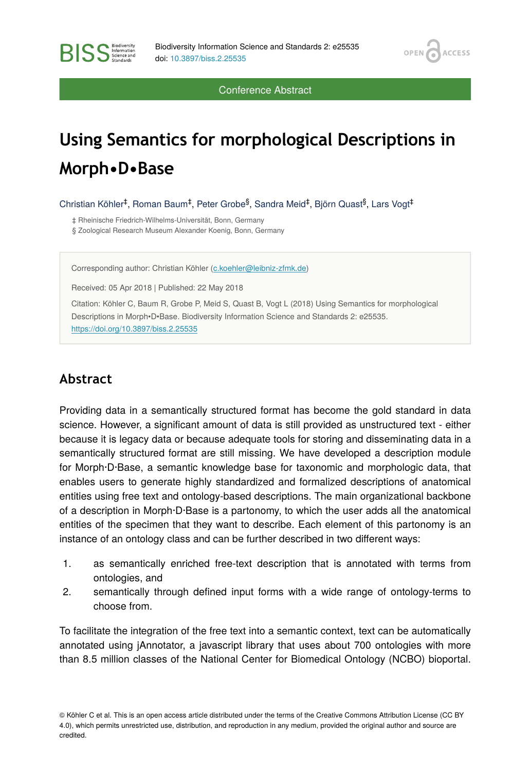Conference Abstract

# Using Semantics for morphological Descriptions in Morph•D•Base

Christian Köhler[‡], Roman Baum[‡], Peter Grobe[§], Sandra Meid[‡], Björn Quast[§], Lars Vogt[‡]

‡ Rheinische Friedrich-Wilhelms-Universität, Bonn, Germany
§ Zoological Research Museum Alexander Koenig, Bonn, Germany

Corresponding author: Christian Köhler (c.koehler@leibniz-zfmk.de)

Received: 05 Apr 2018 | Published: 22 May 2018

Citation: Köhler C, Baum R, Grobe P, Meid S, Quast B, Vogt L (2018) Using Semantics for morphological Descriptions in Morph•D•Base. Biodiversity Information Science and Standards 2: e25535. https://doi.org/10.3897/biss.2.25535

## Abstract

Providing data in a semantically structured format has become the gold standard in data science. However, a significant amount of data is still provided as unstructured text - either because it is legacy data or because adequate tools for storing and disseminating data in a semantically structured format are still missing. We have developed a description module for Morph·D·Base, a semantic knowledge base for taxonomic and morphologic data, that enables users to generate highly standardized and formalized descriptions of anatomical entities using free text and ontology-based descriptions. The main organizational backbone of a description in Morph·D·Base is a partonomy, to which the user adds all the anatomical entities of the specimen that they want to describe. Each element of this partonomy is an instance of an ontology class and can be further described in two different ways:

1. as semantically enriched free-text description that is annotated with terms from ontologies, and
2. semantically through defined input forms with a wide range of ontology-terms to choose from.

To facilitate the integration of the free text into a semantic context, text can be automatically annotated using jAnnotator, a javascript library that uses about 700 ontologies with more than 8.5 million classes of the National Center for Biomedical Ontology (NCBO) bioportal.

© Köhler C et al. This is an open access article distributed under the terms of the Creative Commons Attribution License (CC BY 4.0), which permits unrestricted use, distribution, and reproduction in any medium, provided the original author and source are credited.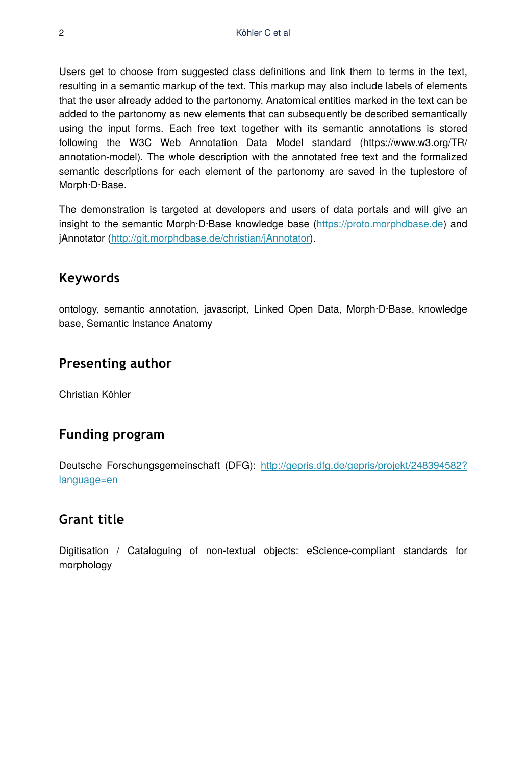Users get to choose from suggested class definitions and link them to terms in the text, resulting in a semantic markup of the text. This markup may also include labels of elements that the user already added to the partonomy. Anatomical entities marked in the text can be added to the partonomy as new elements that can subsequently be described semantically using the input forms. Each free text together with its semantic annotations is stored following the W3C Web Annotation Data Model standard (https://www.w3.org/TR/annotation-model). The whole description with the annotated free text and the formalized semantic descriptions for each element of the partonomy are saved in the tuplestore of Morph·D·Base.

The demonstration is targeted at developers and users of data portals and will give an insight to the semantic Morph·D·Base knowledge base (https://proto.morphdbase.de) and jAnnotator (http://git.morphdbase.de/christian/jAnnotator).

## Keywords

ontology, semantic annotation, javascript, Linked Open Data, Morph·D·Base, knowledge base, Semantic Instance Anatomy

## Presenting author

Christian Köhler

## Funding program

Deutsche Forschungsgemeinschaft (DFG): http://gepris.dfg.de/gepris/projekt/248394582?language=en

## Grant title

Digitisation / Cataloguing of non-textual objects: eScience-compliant standards for morphology